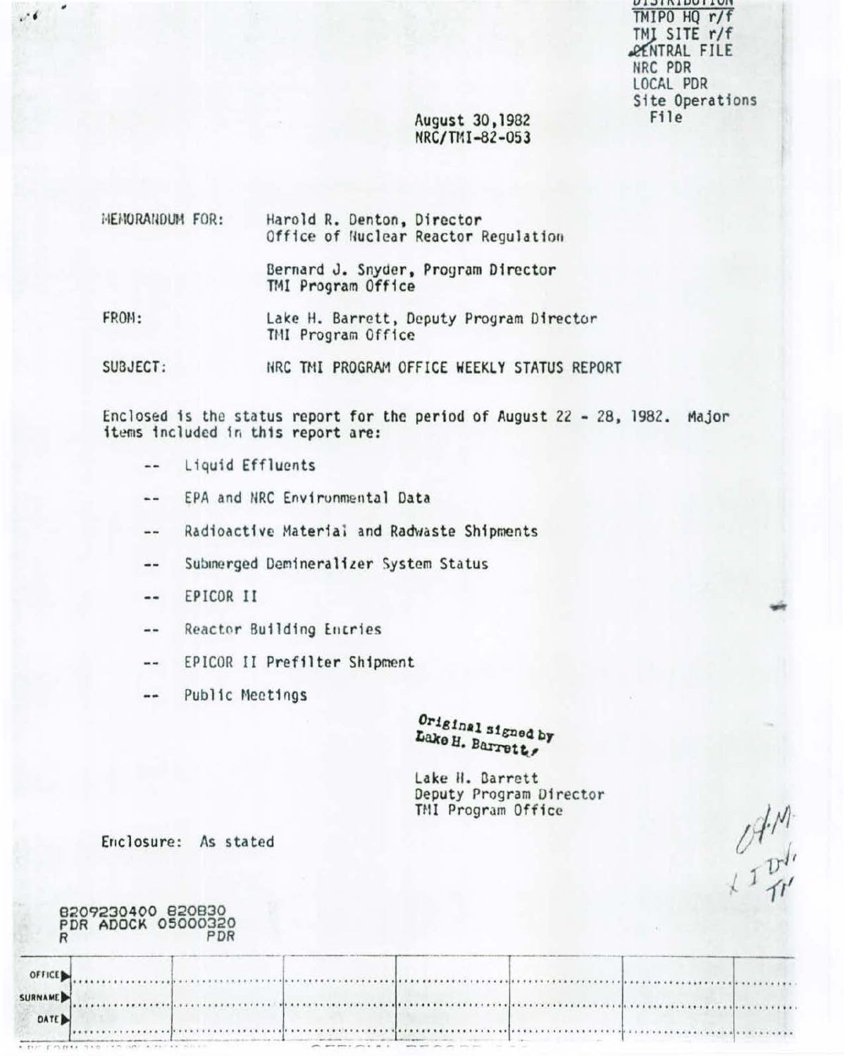DISTRIBUTION
TMIPO HQ r/f
TMI SITE r/f
CENTRAL FILE
NRC PDR
LOCAL PDR
Site Operations
File

August 30, 1982
NRC/TMI-82-053

MEMORANDUM FOR: Harold R. Denton, Director
Office of Nuclear Reactor Regulation

Bernard J. Snyder, Program Director
TMI Program Office

FROM: Lake H. Barrett, Deputy Program Director
TMI Program Office

SUBJECT: NRC TMI PROGRAM OFFICE WEEKLY STATUS REPORT

Enclosed is the status report for the period of August 22 - 28, 1982. Major items included in this report are:

- Liquid Effluents
- EPA and NRC Environmental Data
- Radioactive Material and Radwaste Shipments
- Submerged Demineralizer System Status
- EPICOR II
- Reactor Building Entries
- EPICOR II Prefilter Shipment
- Public Meetings

Original signed by
Lake H. Barrett

Lake H. Barrett
Deputy Program Director
TMI Program Office

Enclosure: As stated

8209230400 820830
PDR ADOCK 05000320
R PDR

| OFFICE | | | | | | |
|---|---|---|---|---|---|---|
| SURNAME | | | | | | |
| DATE | | | | | | |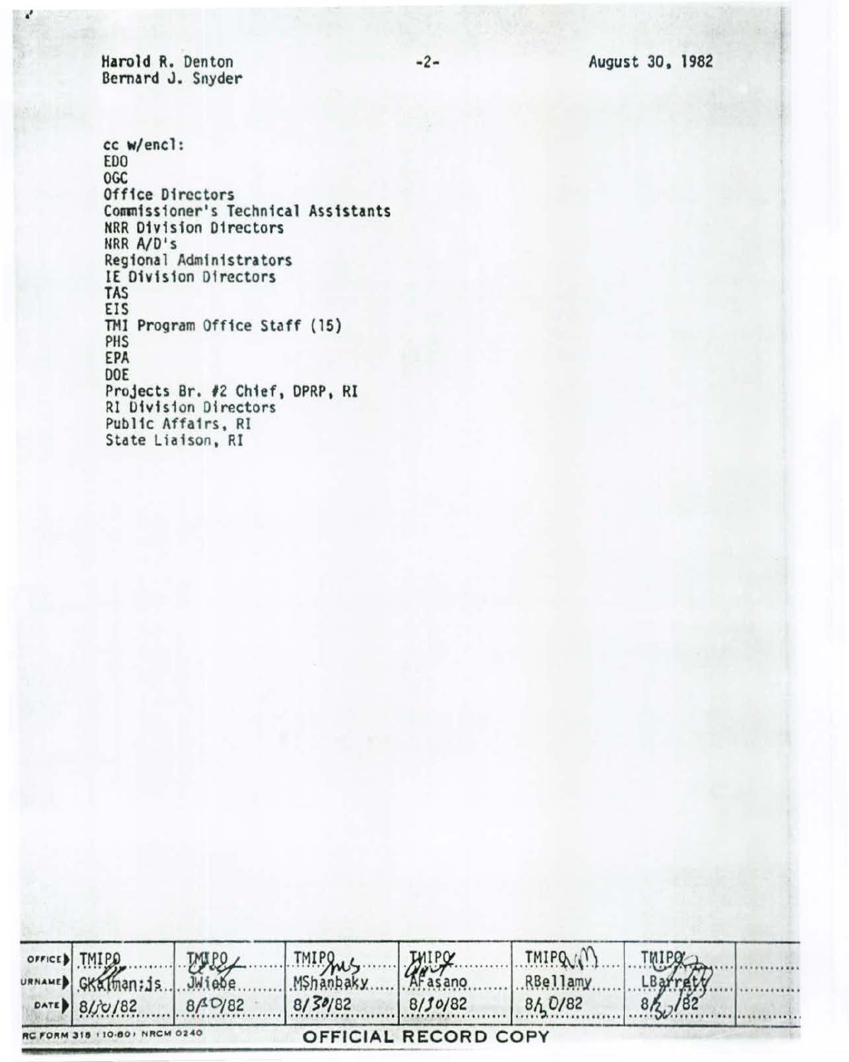Harold R. Denton
Bernard J. Snyder

August 30, 1982

cc w/encl:
EDO
OGC
Office Directors
Commissioner's Technical Assistants
NRR Division Directors
NRR A/D's
Regional Administrators
IE Division Directors
TAS
EIS
TMI Program Office Staff (15)
PHS
EPA
DOE
Projects Br. #2 Chief, DPRP, RI
RI Division Directors
Public Affairs, RI
State Liaison, RI

| OFFICE | TMIPO | TMIPO | TMIPO | TMIPO | TMIPO | TMIPO | |
|---|---|---|---|---|---|---|---|
| SURNAME | GKalman:js | JWiebe | MShanbaky | AFasano | RBellamy | LBarrett | |
| DATE | 8/30/82 | 8/30/82 | 8/30/82 | 8/30/82 | 8/30/82 | 8/30/82 | |

NRC FORM 318 (10-80) NRCM 0240

OFFICIAL RECORD COPY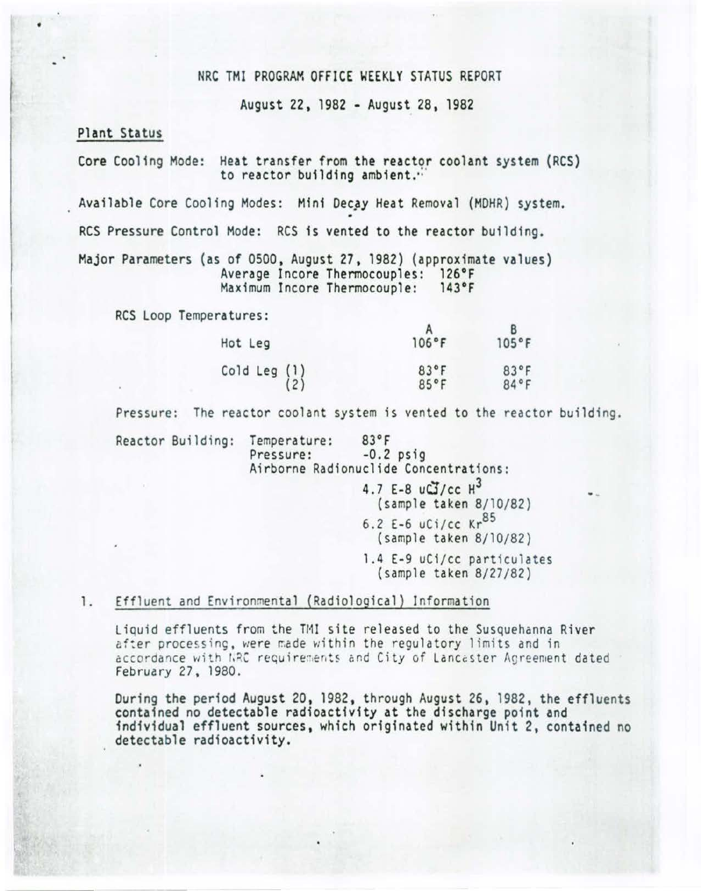NRC TMI PROGRAM OFFICE WEEKLY STATUS REPORT

August 22, 1982 - August 28, 1982

## Plant Status

Core Cooling Mode: Heat transfer from the reactor coolant system (RCS) to reactor building ambient.

Available Core Cooling Modes: Mini Decay Heat Removal (MDHR) system.

RCS Pressure Control Mode: RCS is vented to the reactor building.

Major Parameters (as of 0500, August 27, 1982) (approximate values)
Average Incore Thermocouples: 126°F
Maximum Incore Thermocouple: 143°F

RCS Loop Temperatures:

| | A | B |
|---|---|---|
| Hot Leg | 106°F | 105°F |
| Cold Leg (1) | 83°F | 83°F |
| (2) | 85°F | 84°F |

Pressure: The reactor coolant system is vented to the reactor building.

Reactor Building: Temperature: 83°F
Pressure: -0.2 psig
Airborne Radionuclide Concentrations:

4.7 E-8 uCi/cc $H^3$
(sample taken 8/10/82)

6.2 E-6 uCi/cc $Kr^{85}$
(sample taken 8/10/82)

1.4 E-9 uCi/cc particulates
(sample taken 8/27/82)

1. Effluent and Environmental (Radiological) Information

Liquid effluents from the TMI site released to the Susquehanna River after processing, were made within the regulatory limits and in accordance with NRC requirements and City of Lancaster Agreement dated February 27, 1980.

During the period August 20, 1982, through August 26, 1982, the effluents contained no detectable radioactivity at the discharge point and individual effluent sources, which originated within Unit 2, contained no detectable radioactivity.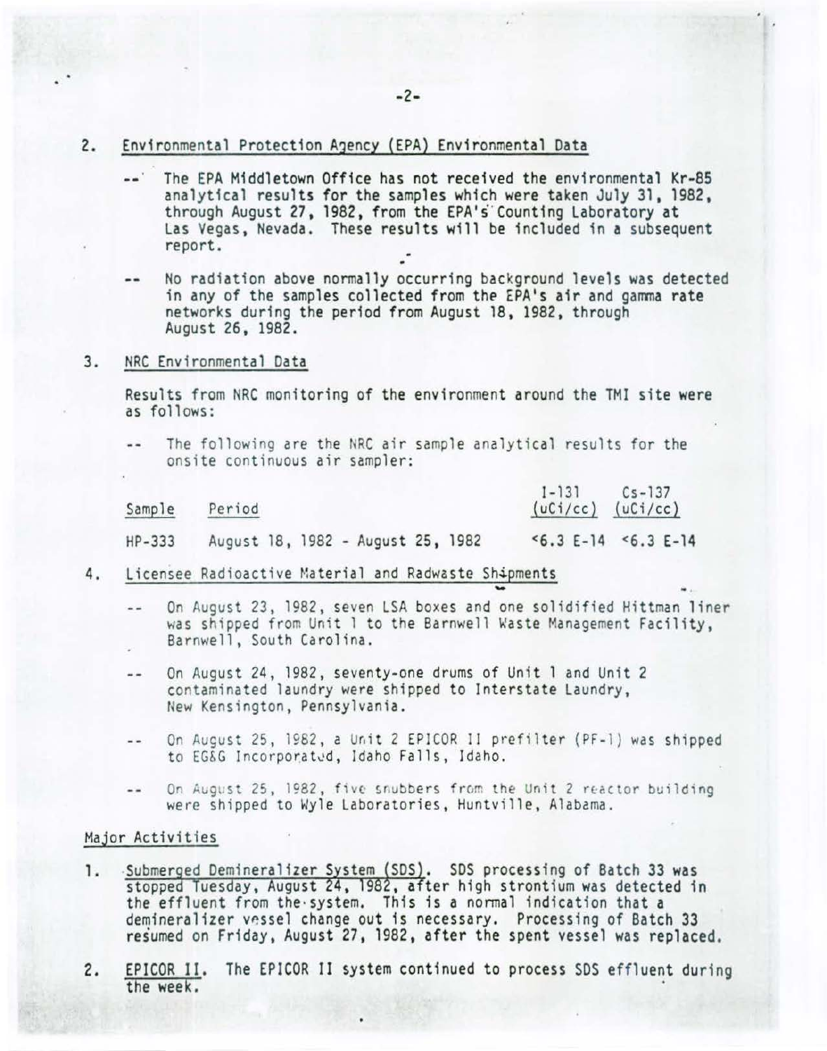2. Environmental Protection Agency (EPA) Environmental Data

-- The EPA Middletown Office has not received the environmental Kr-85 analytical results for the samples which were taken July 31, 1982, through August 27, 1982, from the EPA's Counting Laboratory at Las Vegas, Nevada. These results will be included in a subsequent report.

-- No radiation above normally occurring background levels was detected in any of the samples collected from the EPA's air and gamma rate networks during the period from August 18, 1982, through August 26, 1982.

3. NRC Environmental Data

Results from NRC monitoring of the environment around the TMI site were as follows:

-- The following are the NRC air sample analytical results for the onsite continuous air sampler:

| Sample | Period | I-131 (uCi/cc) | Cs-137 (uCi/cc) |
|---|---|---|---|
| HP-333 | August 18, 1982 - August 25, 1982 | <6.3 E-14 | <6.3 E-14 |

4. Licensee Radioactive Material and Radwaste Shipments

-- On August 23, 1982, seven LSA boxes and one solidified Hittman liner was shipped from Unit 1 to the Barnwell Waste Management Facility, Barnwell, South Carolina.

-- On August 24, 1982, seventy-one drums of Unit 1 and Unit 2 contaminated laundry were shipped to Interstate Laundry, New Kensington, Pennsylvania.

-- On August 25, 1982, a Unit 2 EPICOR II prefilter (PF-1) was shipped to EG&G Incorporated, Idaho Falls, Idaho.

-- On August 25, 1982, five snubbers from the Unit 2 reactor building were shipped to Wyle Laboratories, Huntville, Alabama.

Major Activities

1. Submerged Demineralizer System (SDS). SDS processing of Batch 33 was stopped Tuesday, August 24, 1982, after high strontium was detected in the effluent from the system. This is a normal indication that a demineralizer vessel change out is necessary. Processing of Batch 33 resumed on Friday, August 27, 1982, after the spent vessel was replaced.

2. EPICOR II. The EPICOR II system continued to process SDS effluent during the week.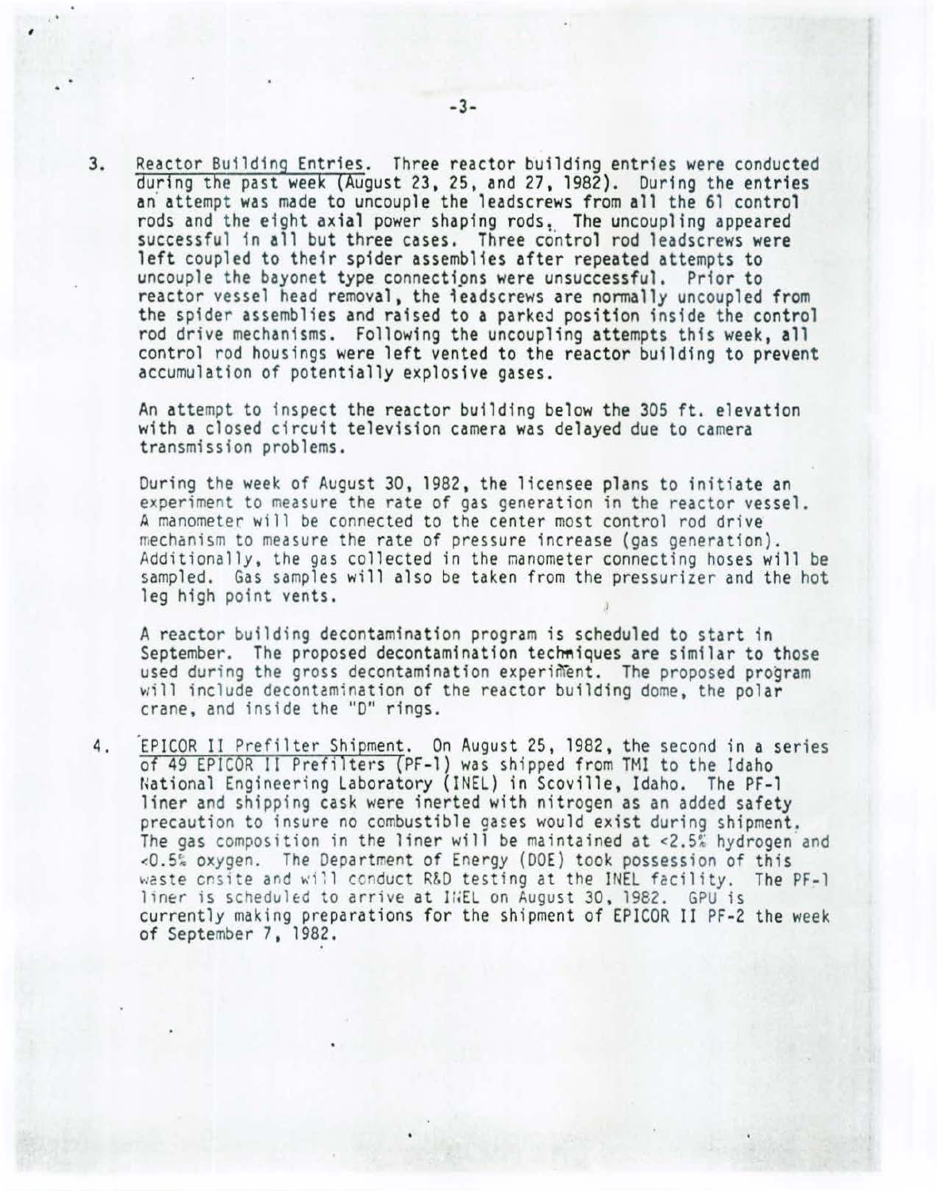3. <u>Reactor Building Entries</u>. Three reactor building entries were conducted during the past week (August 23, 25, and 27, 1982). During the entries an attempt was made to uncouple the leadscrews from all the 61 control rods and the eight axial power shaping rods. The uncoupling appeared successful in all but three cases. Three control rod leadscrews were left coupled to their spider assemblies after repeated attempts to uncouple the bayonet type connections were unsuccessful. Prior to reactor vessel head removal, the leadscrews are normally uncoupled from the spider assemblies and raised to a parked position inside the control rod drive mechanisms. Following the uncoupling attempts this week, all control rod housings were left vented to the reactor building to prevent accumulation of potentially explosive gases.

   An attempt to inspect the reactor building below the 305 ft. elevation with a closed circuit television camera was delayed due to camera transmission problems.

   During the week of August 30, 1982, the licensee plans to initiate an experiment to measure the rate of gas generation in the reactor vessel. A manometer will be connected to the center most control rod drive mechanism to measure the rate of pressure increase (gas generation). Additionally, the gas collected in the manometer connecting hoses will be sampled. Gas samples will also be taken from the pressurizer and the hot leg high point vents.

   A reactor building decontamination program is scheduled to start in September. The proposed decontamination techniques are similar to those used during the gross decontamination experiment. The proposed program will include decontamination of the reactor building dome, the polar crane, and inside the "D" rings.

4. <u>EPICOR II Prefilter Shipment</u>. On August 25, 1982, the second in a series of 49 EPICOR II Prefilters (PF-1) was shipped from TMI to the Idaho National Engineering Laboratory (INEL) in Scoville, Idaho. The PF-1 liner and shipping cask were inerted with nitrogen as an added safety precaution to insure no combustible gases would exist during shipment. The gas composition in the liner will be maintained at <2.5% hydrogen and <0.5% oxygen. The Department of Energy (DOE) took possession of this waste onsite and will conduct R&D testing at the INEL facility. The PF-1 liner is scheduled to arrive at INEL on August 30, 1982. GPU is currently making preparations for the shipment of EPICOR II PF-2 the week of September 7, 1982.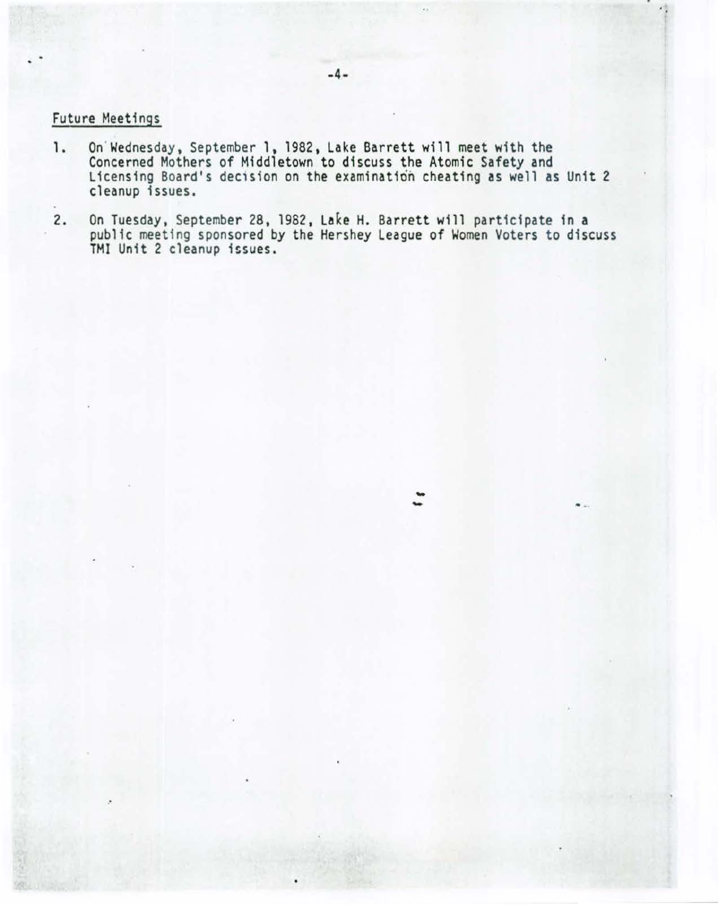## Future Meetings

1. On Wednesday, September 1, 1982, Lake Barrett will meet with the Concerned Mothers of Middletown to discuss the Atomic Safety and Licensing Board's decision on the examination cheating as well as Unit 2 cleanup issues.

2. On Tuesday, September 28, 1982, Lake H. Barrett will participate in a public meeting sponsored by the Hershey League of Women Voters to discuss TMI Unit 2 cleanup issues.